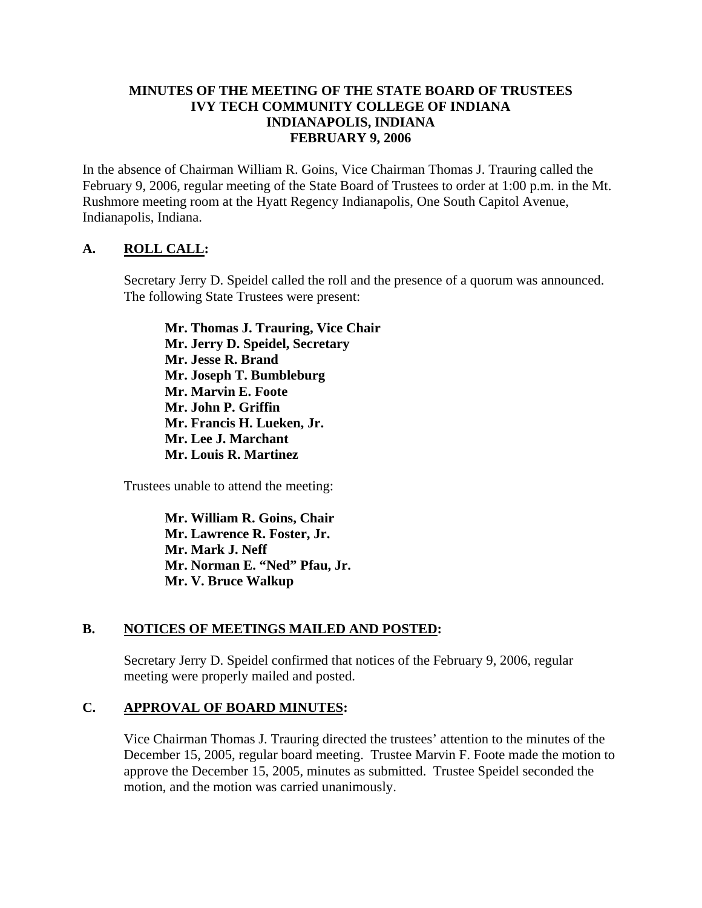**MINUTES OF THE MEETING OF THE STATE BOARD OF TRUSTEES**
**IVY TECH COMMUNITY COLLEGE OF INDIANA**
**INDIANAPOLIS, INDIANA**
**FEBRUARY 9, 2006**

In the absence of Chairman William R. Goins, Vice Chairman Thomas J. Trauring called the February 9, 2006, regular meeting of the State Board of Trustees to order at 1:00 p.m. in the Mt. Rushmore meeting room at the Hyatt Regency Indianapolis, One South Capitol Avenue, Indianapolis, Indiana.

## A. ROLL CALL:

Secretary Jerry D. Speidel called the roll and the presence of a quorum was announced. The following State Trustees were present:

**Mr. Thomas J. Trauring, Vice Chair**
**Mr. Jerry D. Speidel, Secretary**
**Mr. Jesse R. Brand**
**Mr. Joseph T. Bumbleburg**
**Mr. Marvin E. Foote**
**Mr. John P. Griffin**
**Mr. Francis H. Lueken, Jr.**
**Mr. Lee J. Marchant**
**Mr. Louis R. Martinez**

Trustees unable to attend the meeting:

**Mr. William R. Goins, Chair**
**Mr. Lawrence R. Foster, Jr.**
**Mr. Mark J. Neff**
**Mr. Norman E. "Ned" Pfau, Jr.**
**Mr. V. Bruce Walkup**

## B. NOTICES OF MEETINGS MAILED AND POSTED:

Secretary Jerry D. Speidel confirmed that notices of the February 9, 2006, regular meeting were properly mailed and posted.

## C. APPROVAL OF BOARD MINUTES:

Vice Chairman Thomas J. Trauring directed the trustees' attention to the minutes of the December 15, 2005, regular board meeting. Trustee Marvin F. Foote made the motion to approve the December 15, 2005, minutes as submitted. Trustee Speidel seconded the motion, and the motion was carried unanimously.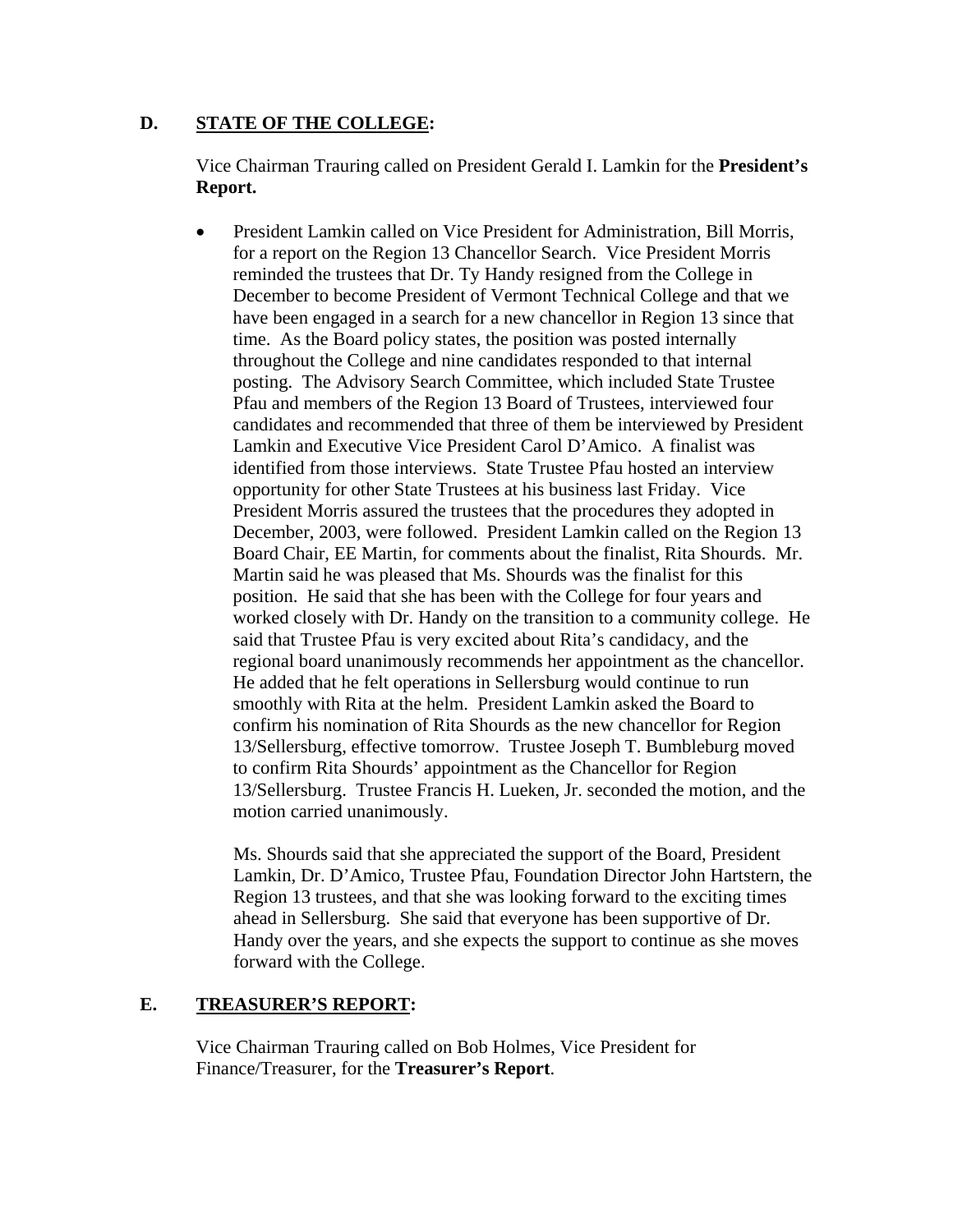## D. STATE OF THE COLLEGE:

Vice Chairman Trauring called on President Gerald I. Lamkin for the **President's Report.**

- President Lamkin called on Vice President for Administration, Bill Morris, for a report on the Region 13 Chancellor Search. Vice President Morris reminded the trustees that Dr. Ty Handy resigned from the College in December to become President of Vermont Technical College and that we have been engaged in a search for a new chancellor in Region 13 since that time. As the Board policy states, the position was posted internally throughout the College and nine candidates responded to that internal posting. The Advisory Search Committee, which included State Trustee Pfau and members of the Region 13 Board of Trustees, interviewed four candidates and recommended that three of them be interviewed by President Lamkin and Executive Vice President Carol D'Amico. A finalist was identified from those interviews. State Trustee Pfau hosted an interview opportunity for other State Trustees at his business last Friday. Vice President Morris assured the trustees that the procedures they adopted in December, 2003, were followed. President Lamkin called on the Region 13 Board Chair, EE Martin, for comments about the finalist, Rita Shourds. Mr. Martin said he was pleased that Ms. Shourds was the finalist for this position. He said that she has been with the College for four years and worked closely with Dr. Handy on the transition to a community college. He said that Trustee Pfau is very excited about Rita's candidacy, and the regional board unanimously recommends her appointment as the chancellor. He added that he felt operations in Sellersburg would continue to run smoothly with Rita at the helm. President Lamkin asked the Board to confirm his nomination of Rita Shourds as the new chancellor for Region 13/Sellersburg, effective tomorrow. Trustee Joseph T. Bumbleburg moved to confirm Rita Shourds' appointment as the Chancellor for Region 13/Sellersburg. Trustee Francis H. Lueken, Jr. seconded the motion, and the motion carried unanimously.

  Ms. Shourds said that she appreciated the support of the Board, President Lamkin, Dr. D'Amico, Trustee Pfau, Foundation Director John Hartstern, the Region 13 trustees, and that she was looking forward to the exciting times ahead in Sellersburg. She said that everyone has been supportive of Dr. Handy over the years, and she expects the support to continue as she moves forward with the College.

## E. TREASURER'S REPORT:

Vice Chairman Trauring called on Bob Holmes, Vice President for Finance/Treasurer, for the **Treasurer's Report**.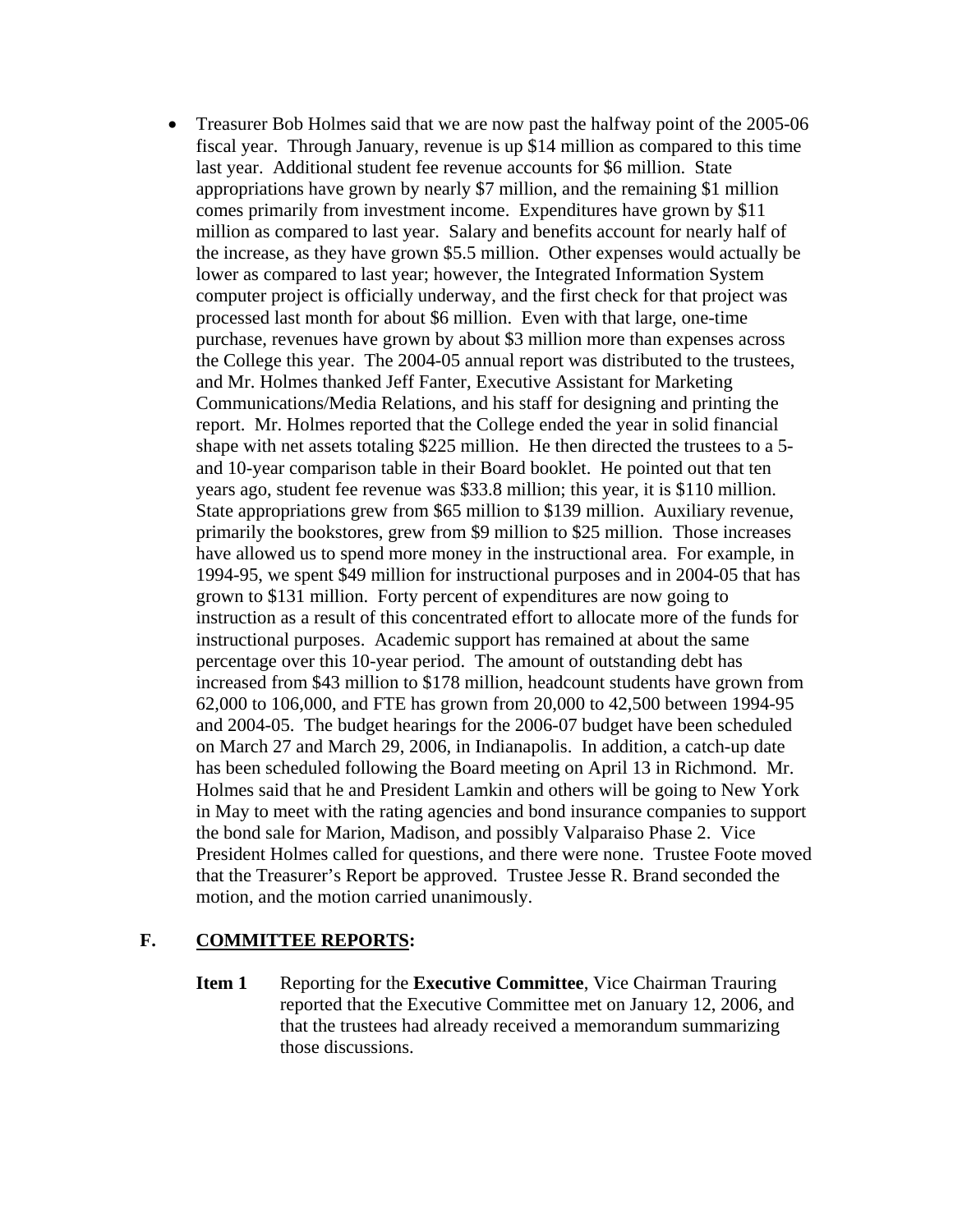- Treasurer Bob Holmes said that we are now past the halfway point of the 2005-06 fiscal year. Through January, revenue is up $14 million as compared to this time last year. Additional student fee revenue accounts for $6 million. State appropriations have grown by nearly $7 million, and the remaining $1 million comes primarily from investment income. Expenditures have grown by $11 million as compared to last year. Salary and benefits account for nearly half of the increase, as they have grown $5.5 million. Other expenses would actually be lower as compared to last year; however, the Integrated Information System computer project is officially underway, and the first check for that project was processed last month for about $6 million. Even with that large, one-time purchase, revenues have grown by about $3 million more than expenses across the College this year. The 2004-05 annual report was distributed to the trustees, and Mr. Holmes thanked Jeff Fanter, Executive Assistant for Marketing Communications/Media Relations, and his staff for designing and printing the report. Mr. Holmes reported that the College ended the year in solid financial shape with net assets totaling $225 million. He then directed the trustees to a 5- and 10-year comparison table in their Board booklet. He pointed out that ten years ago, student fee revenue was $33.8 million; this year, it is $110 million. State appropriations grew from $65 million to $139 million. Auxiliary revenue, primarily the bookstores, grew from $9 million to $25 million. Those increases have allowed us to spend more money in the instructional area. For example, in 1994-95, we spent $49 million for instructional purposes and in 2004-05 that has grown to $131 million. Forty percent of expenditures are now going to instruction as a result of this concentrated effort to allocate more of the funds for instructional purposes. Academic support has remained at about the same percentage over this 10-year period. The amount of outstanding debt has increased from $43 million to $178 million, headcount students have grown from 62,000 to 106,000, and FTE has grown from 20,000 to 42,500 between 1994-95 and 2004-05. The budget hearings for the 2006-07 budget have been scheduled on March 27 and March 29, 2006, in Indianapolis. In addition, a catch-up date has been scheduled following the Board meeting on April 13 in Richmond. Mr. Holmes said that he and President Lamkin and others will be going to New York in May to meet with the rating agencies and bond insurance companies to support the bond sale for Marion, Madison, and possibly Valparaiso Phase 2. Vice President Holmes called for questions, and there were none. Trustee Foote moved that the Treasurer's Report be approved. Trustee Jesse R. Brand seconded the motion, and the motion carried unanimously.

## F. COMMITTEE REPORTS:

**Item 1** Reporting for the **Executive Committee**, Vice Chairman Trauring reported that the Executive Committee met on January 12, 2006, and that the trustees had already received a memorandum summarizing those discussions.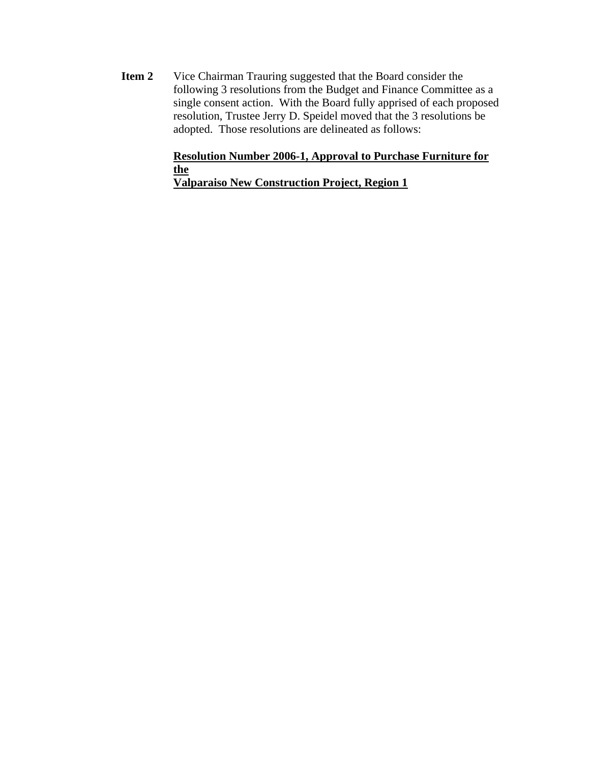**Item 2** Vice Chairman Trauring suggested that the Board consider the following 3 resolutions from the Budget and Finance Committee as a single consent action. With the Board fully apprised of each proposed resolution, Trustee Jerry D. Speidel moved that the 3 resolutions be adopted. Those resolutions are delineated as follows:

**Resolution Number 2006-1, Approval to Purchase Furniture for the Valparaiso New Construction Project, Region 1**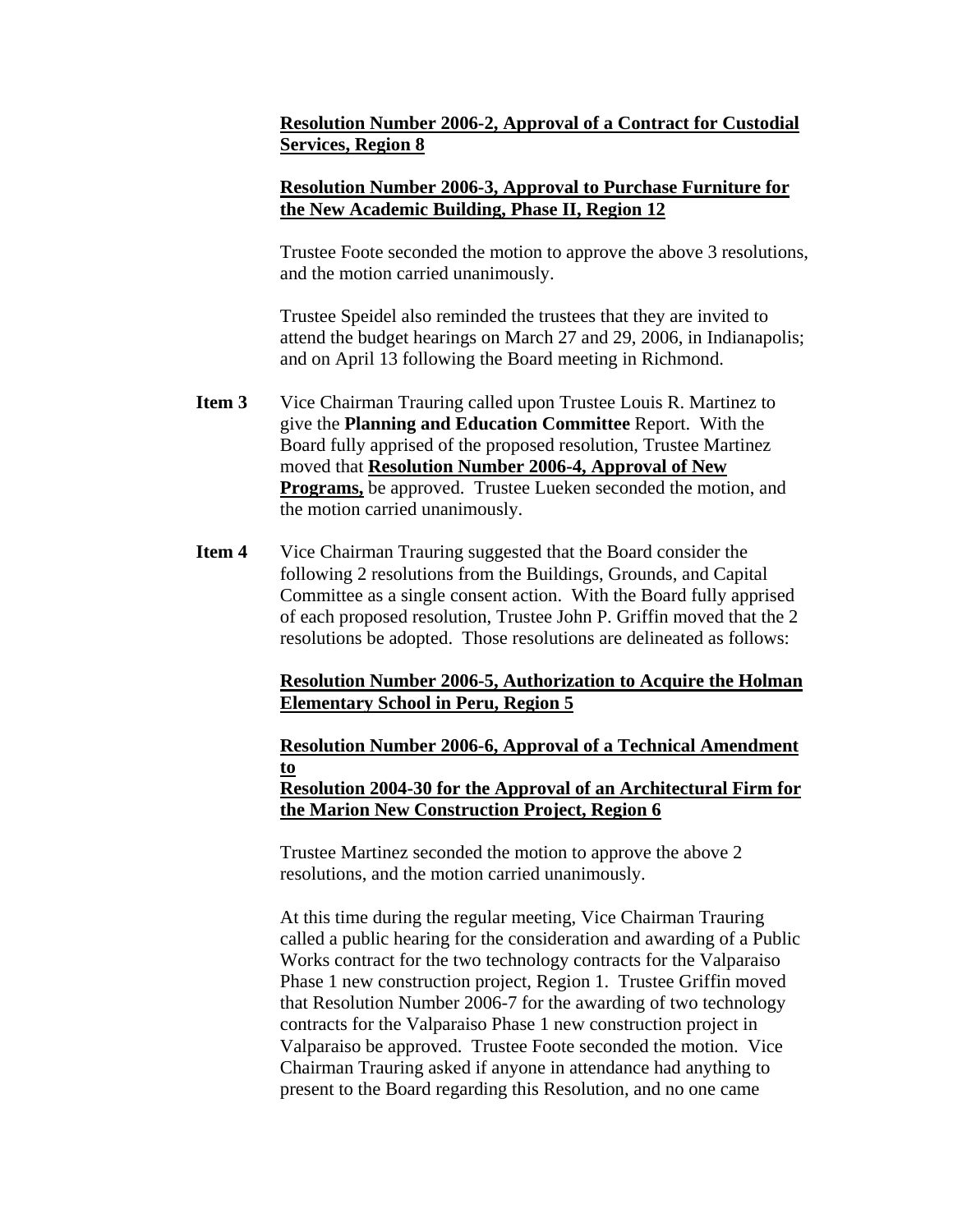**Resolution Number 2006-2, Approval of a Contract for Custodial Services, Region 8**

**Resolution Number 2006-3, Approval to Purchase Furniture for the New Academic Building, Phase II, Region 12**

Trustee Foote seconded the motion to approve the above 3 resolutions, and the motion carried unanimously.

Trustee Speidel also reminded the trustees that they are invited to attend the budget hearings on March 27 and 29, 2006, in Indianapolis; and on April 13 following the Board meeting in Richmond.

**Item 3** Vice Chairman Trauring called upon Trustee Louis R. Martinez to give the **Planning and Education Committee** Report. With the Board fully apprised of the proposed resolution, Trustee Martinez moved that **Resolution Number 2006-4, Approval of New Programs,** be approved. Trustee Lueken seconded the motion, and the motion carried unanimously.

**Item 4** Vice Chairman Trauring suggested that the Board consider the following 2 resolutions from the Buildings, Grounds, and Capital Committee as a single consent action. With the Board fully apprised of each proposed resolution, Trustee John P. Griffin moved that the 2 resolutions be adopted. Those resolutions are delineated as follows:

**Resolution Number 2006-5, Authorization to Acquire the Holman Elementary School in Peru, Region 5**

**Resolution Number 2006-6, Approval of a Technical Amendment to Resolution 2004-30 for the Approval of an Architectural Firm for the Marion New Construction Project, Region 6**

Trustee Martinez seconded the motion to approve the above 2 resolutions, and the motion carried unanimously.

At this time during the regular meeting, Vice Chairman Trauring called a public hearing for the consideration and awarding of a Public Works contract for the two technology contracts for the Valparaiso Phase 1 new construction project, Region 1. Trustee Griffin moved that Resolution Number 2006-7 for the awarding of two technology contracts for the Valparaiso Phase 1 new construction project in Valparaiso be approved. Trustee Foote seconded the motion. Vice Chairman Trauring asked if anyone in attendance had anything to present to the Board regarding this Resolution, and no one came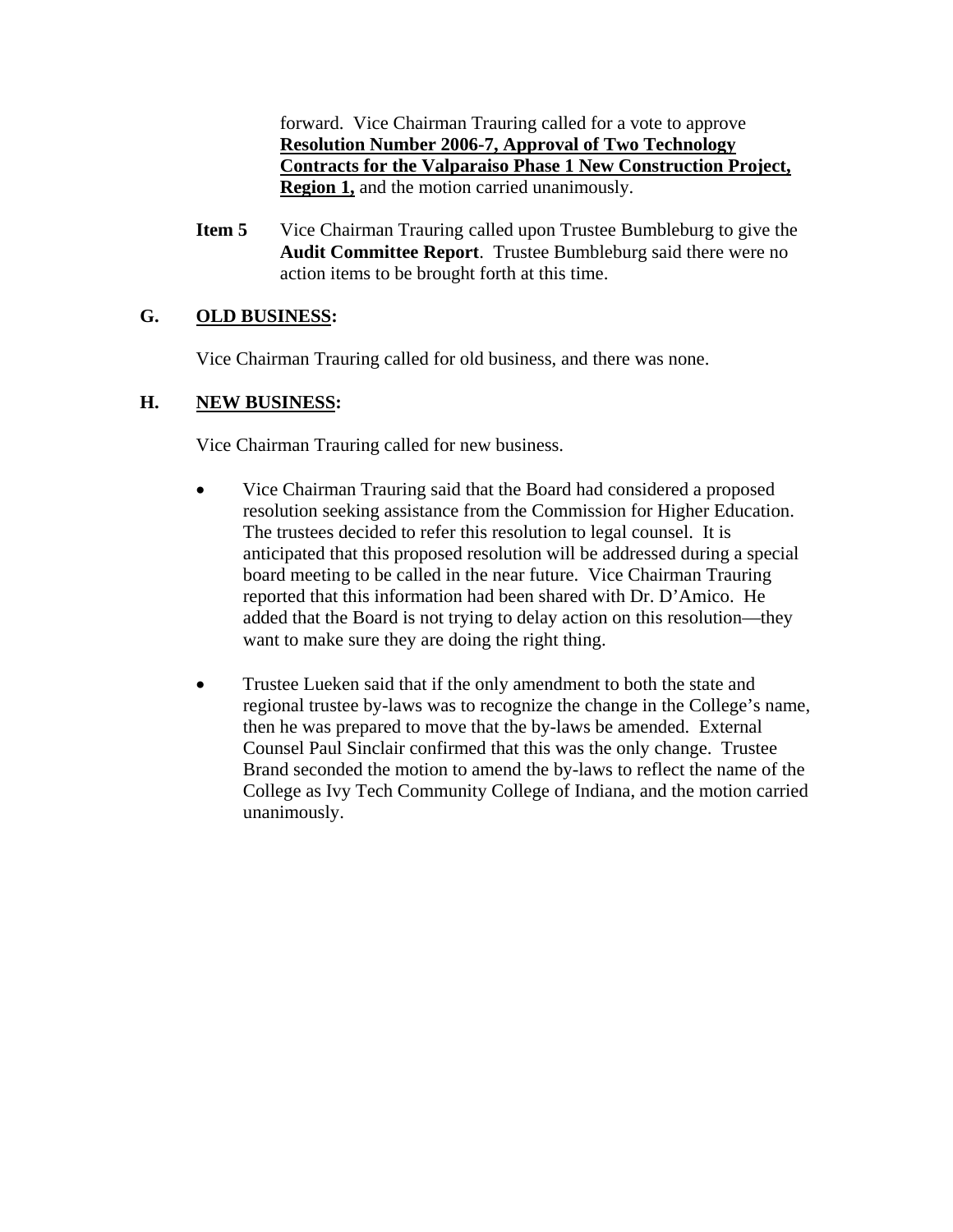forward. Vice Chairman Trauring called for a vote to approve **Resolution Number 2006-7, Approval of Two Technology Contracts for the Valparaiso Phase 1 New Construction Project, Region 1,** and the motion carried unanimously.

**Item 5** Vice Chairman Trauring called upon Trustee Bumbleburg to give the **Audit Committee Report**. Trustee Bumbleburg said there were no action items to be brought forth at this time.

## G. OLD BUSINESS:

Vice Chairman Trauring called for old business, and there was none.

## H. NEW BUSINESS:

Vice Chairman Trauring called for new business.

- Vice Chairman Trauring said that the Board had considered a proposed resolution seeking assistance from the Commission for Higher Education. The trustees decided to refer this resolution to legal counsel. It is anticipated that this proposed resolution will be addressed during a special board meeting to be called in the near future. Vice Chairman Trauring reported that this information had been shared with Dr. D'Amico. He added that the Board is not trying to delay action on this resolution—they want to make sure they are doing the right thing.

- Trustee Lueken said that if the only amendment to both the state and regional trustee by-laws was to recognize the change in the College's name, then he was prepared to move that the by-laws be amended. External Counsel Paul Sinclair confirmed that this was the only change. Trustee Brand seconded the motion to amend the by-laws to reflect the name of the College as Ivy Tech Community College of Indiana, and the motion carried unanimously.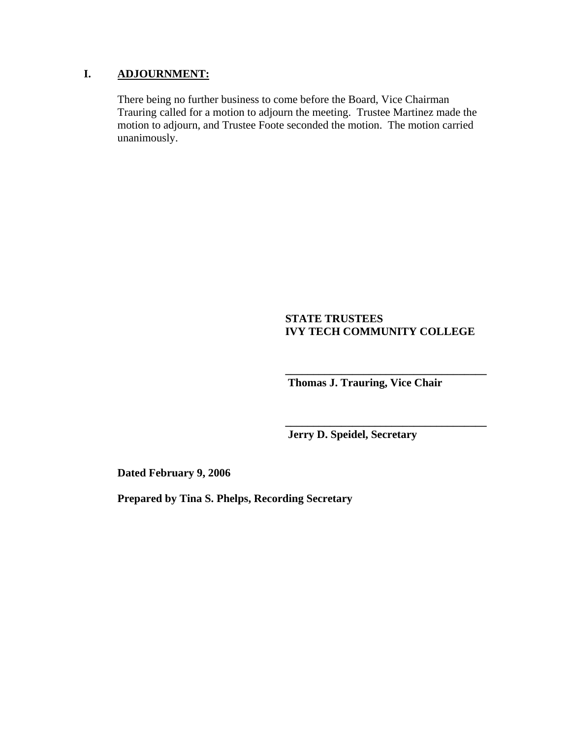## I. <u>ADJOURNMENT:</u>

There being no further business to come before the Board, Vice Chairman Trauring called for a motion to adjourn the meeting. Trustee Martinez made the motion to adjourn, and Trustee Foote seconded the motion. The motion carried unanimously.

**STATE TRUSTEES**
**IVY TECH COMMUNITY COLLEGE**

___________________________________
**Thomas J. Trauring, Vice Chair**

___________________________________
**Jerry D. Speidel, Secretary**

**Dated February 9, 2006**

**Prepared by Tina S. Phelps, Recording Secretary**